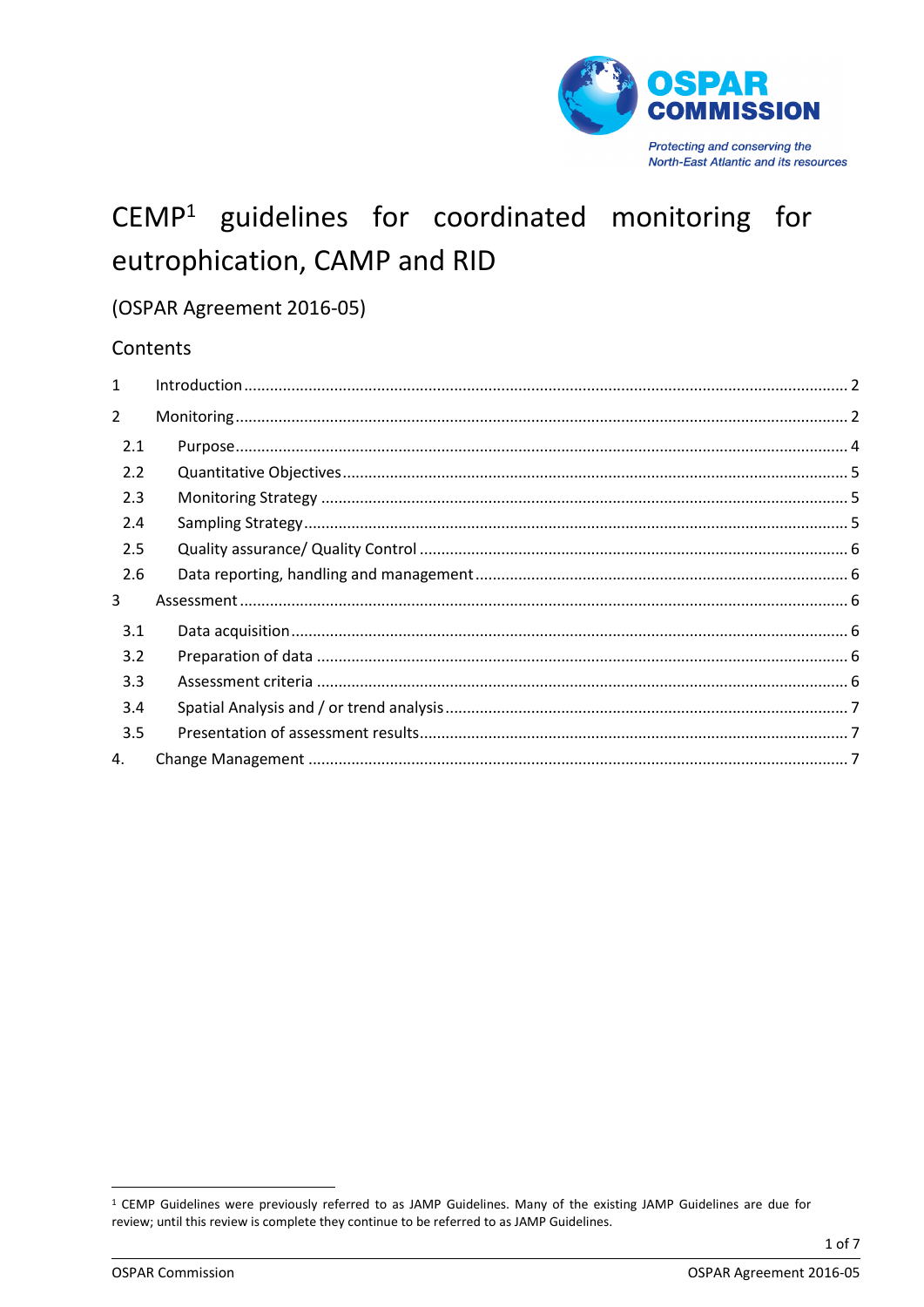# CEMP[1] guidelines for coordinated monitoring for eutrophication, CAMP and RID

(OSPAR Agreement 2016-05)

## Contents

| | | |
|---|---|---|
| 1 | Introduction | 2 |
| 2 | Monitoring | 2 |
| 2.1 | Purpose | 4 |
| 2.2 | Quantitative Objectives | 5 |
| 2.3 | Monitoring Strategy | 5 |
| 2.4 | Sampling Strategy | 5 |
| 2.5 | Quality assurance/ Quality Control | 6 |
| 2.6 | Data reporting, handling and management | 6 |
| 3 | Assessment | 6 |
| 3.1 | Data acquisition | 6 |
| 3.2 | Preparation of data | 6 |
| 3.3 | Assessment criteria | 6 |
| 3.4 | Spatial Analysis and / or trend analysis | 7 |
| 3.5 | Presentation of assessment results | 7 |
| 4. | Change Management | 7 |

[1] CEMP Guidelines were previously referred to as JAMP Guidelines. Many of the existing JAMP Guidelines are due for review; until this review is complete they continue to be referred to as JAMP Guidelines.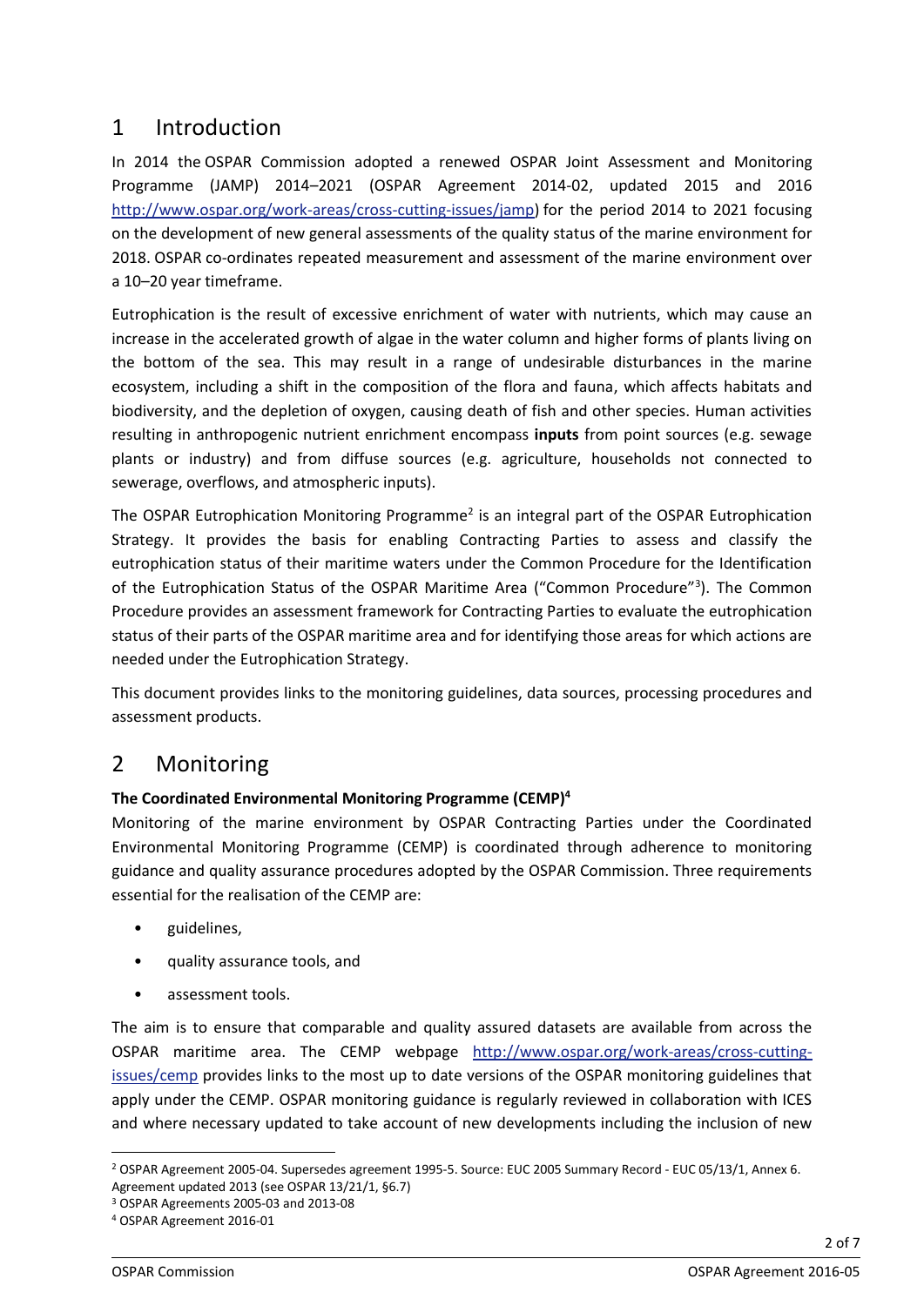# 1 Introduction

In 2014 the OSPAR Commission adopted a renewed OSPAR Joint Assessment and Monitoring Programme (JAMP) 2014–2021 (OSPAR Agreement 2014-02, updated 2015 and 2016 http://www.ospar.org/work-areas/cross-cutting-issues/jamp) for the period 2014 to 2021 focusing on the development of new general assessments of the quality status of the marine environment for 2018. OSPAR co-ordinates repeated measurement and assessment of the marine environment over a 10–20 year timeframe.

Eutrophication is the result of excessive enrichment of water with nutrients, which may cause an increase in the accelerated growth of algae in the water column and higher forms of plants living on the bottom of the sea. This may result in a range of undesirable disturbances in the marine ecosystem, including a shift in the composition of the flora and fauna, which affects habitats and biodiversity, and the depletion of oxygen, causing death of fish and other species. Human activities resulting in anthropogenic nutrient enrichment encompass **inputs** from point sources (e.g. sewage plants or industry) and from diffuse sources (e.g. agriculture, households not connected to sewerage, overflows, and atmospheric inputs).

The OSPAR Eutrophication Monitoring Programme[2] is an integral part of the OSPAR Eutrophication Strategy. It provides the basis for enabling Contracting Parties to assess and classify the eutrophication status of their maritime waters under the Common Procedure for the Identification of the Eutrophication Status of the OSPAR Maritime Area ("Common Procedure"[3]). The Common Procedure provides an assessment framework for Contracting Parties to evaluate the eutrophication status of their parts of the OSPAR maritime area and for identifying those areas for which actions are needed under the Eutrophication Strategy.

This document provides links to the monitoring guidelines, data sources, processing procedures and assessment products.

# 2 Monitoring

**The Coordinated Environmental Monitoring Programme (CEMP)[4]**

Monitoring of the marine environment by OSPAR Contracting Parties under the Coordinated Environmental Monitoring Programme (CEMP) is coordinated through adherence to monitoring guidance and quality assurance procedures adopted by the OSPAR Commission. Three requirements essential for the realisation of the CEMP are:

- guidelines,
- quality assurance tools, and
- assessment tools.

The aim is to ensure that comparable and quality assured datasets are available from across the OSPAR maritime area. The CEMP webpage http://www.ospar.org/work-areas/cross-cutting-issues/cemp provides links to the most up to date versions of the OSPAR monitoring guidelines that apply under the CEMP. OSPAR monitoring guidance is regularly reviewed in collaboration with ICES and where necessary updated to take account of new developments including the inclusion of new

---

[2] OSPAR Agreement 2005-04. Supersedes agreement 1995-5. Source: EUC 2005 Summary Record - EUC 05/13/1, Annex 6. Agreement updated 2013 (see OSPAR 13/21/1, §6.7)

[3] OSPAR Agreements 2005-03 and 2013-08

[4] OSPAR Agreement 2016-01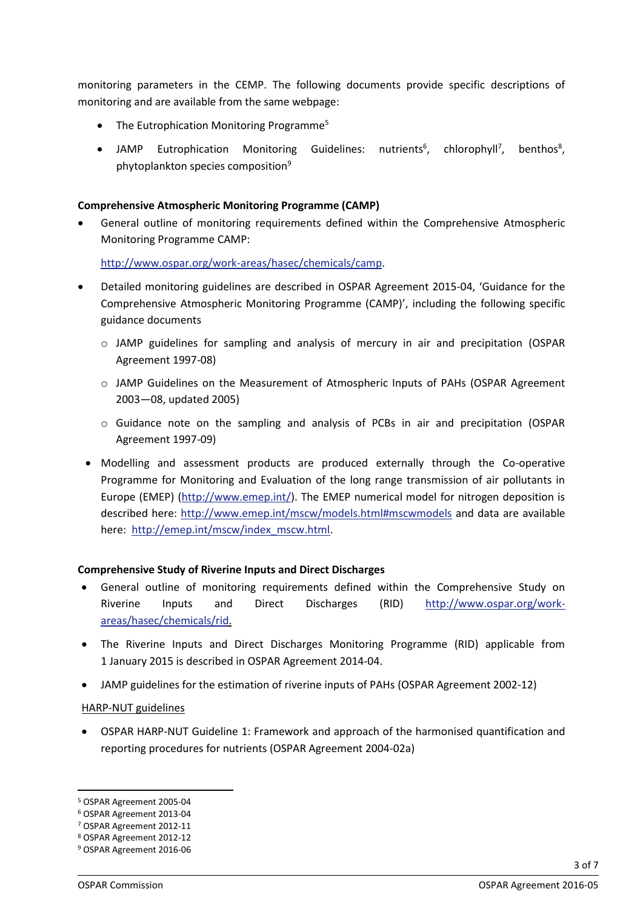monitoring parameters in the CEMP. The following documents provide specific descriptions of monitoring and are available from the same webpage:

- The Eutrophication Monitoring Programme[5]
- JAMP Eutrophication Monitoring Guidelines: nutrients[6], chlorophyll[7], benthos[8], phytoplankton species composition[9]

**Comprehensive Atmospheric Monitoring Programme (CAMP)**

- General outline of monitoring requirements defined within the Comprehensive Atmospheric Monitoring Programme CAMP:

  http://www.ospar.org/work-areas/hasec/chemicals/camp.

- Detailed monitoring guidelines are described in OSPAR Agreement 2015-04, 'Guidance for the Comprehensive Atmospheric Monitoring Programme (CAMP)', including the following specific guidance documents
  - JAMP guidelines for sampling and analysis of mercury in air and precipitation (OSPAR Agreement 1997-08)
  - JAMP Guidelines on the Measurement of Atmospheric Inputs of PAHs (OSPAR Agreement 2003—08, updated 2005)
  - Guidance note on the sampling and analysis of PCBs in air and precipitation (OSPAR Agreement 1997-09)
- Modelling and assessment products are produced externally through the Co-operative Programme for Monitoring and Evaluation of the long range transmission of air pollutants in Europe (EMEP) (http://www.emep.int/). The EMEP numerical model for nitrogen deposition is described here: http://www.emep.int/mscw/models.html#mscwmodels and data are available here: http://emep.int/mscw/index_mscw.html.

**Comprehensive Study of Riverine Inputs and Direct Discharges**

- General outline of monitoring requirements defined within the Comprehensive Study on Riverine Inputs and Direct Discharges (RID) http://www.ospar.org/work-areas/hasec/chemicals/rid.
- The Riverine Inputs and Direct Discharges Monitoring Programme (RID) applicable from 1 January 2015 is described in OSPAR Agreement 2014-04.
- JAMP guidelines for the estimation of riverine inputs of PAHs (OSPAR Agreement 2002-12)

HARP-NUT guidelines

- OSPAR HARP-NUT Guideline 1: Framework and approach of the harmonised quantification and reporting procedures for nutrients (OSPAR Agreement 2004-02a)

---

[5] OSPAR Agreement 2005-04
[6] OSPAR Agreement 2013-04
[7] OSPAR Agreement 2012-11
[8] OSPAR Agreement 2012-12
[9] OSPAR Agreement 2016-06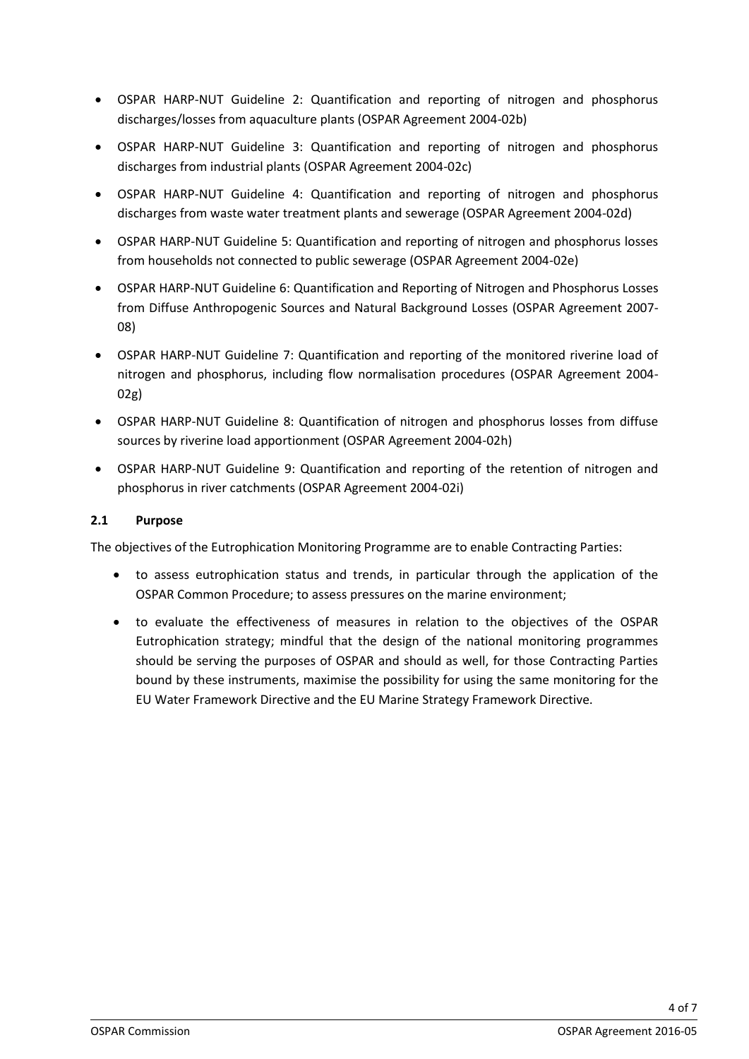- OSPAR HARP-NUT Guideline 2: Quantification and reporting of nitrogen and phosphorus discharges/losses from aquaculture plants (OSPAR Agreement 2004-02b)
- OSPAR HARP-NUT Guideline 3: Quantification and reporting of nitrogen and phosphorus discharges from industrial plants (OSPAR Agreement 2004-02c)
- OSPAR HARP-NUT Guideline 4: Quantification and reporting of nitrogen and phosphorus discharges from waste water treatment plants and sewerage (OSPAR Agreement 2004-02d)
- OSPAR HARP-NUT Guideline 5: Quantification and reporting of nitrogen and phosphorus losses from households not connected to public sewerage (OSPAR Agreement 2004-02e)
- OSPAR HARP-NUT Guideline 6: Quantification and Reporting of Nitrogen and Phosphorus Losses from Diffuse Anthropogenic Sources and Natural Background Losses (OSPAR Agreement 2007-08)
- OSPAR HARP-NUT Guideline 7: Quantification and reporting of the monitored riverine load of nitrogen and phosphorus, including flow normalisation procedures (OSPAR Agreement 2004-02g)
- OSPAR HARP-NUT Guideline 8: Quantification of nitrogen and phosphorus losses from diffuse sources by riverine load apportionment (OSPAR Agreement 2004-02h)
- OSPAR HARP-NUT Guideline 9: Quantification and reporting of the retention of nitrogen and phosphorus in river catchments (OSPAR Agreement 2004-02i)

### 2.1 Purpose

The objectives of the Eutrophication Monitoring Programme are to enable Contracting Parties:

- to assess eutrophication status and trends, in particular through the application of the OSPAR Common Procedure; to assess pressures on the marine environment;
- to evaluate the effectiveness of measures in relation to the objectives of the OSPAR Eutrophication strategy; mindful that the design of the national monitoring programmes should be serving the purposes of OSPAR and should as well, for those Contracting Parties bound by these instruments, maximise the possibility for using the same monitoring for the EU Water Framework Directive and the EU Marine Strategy Framework Directive.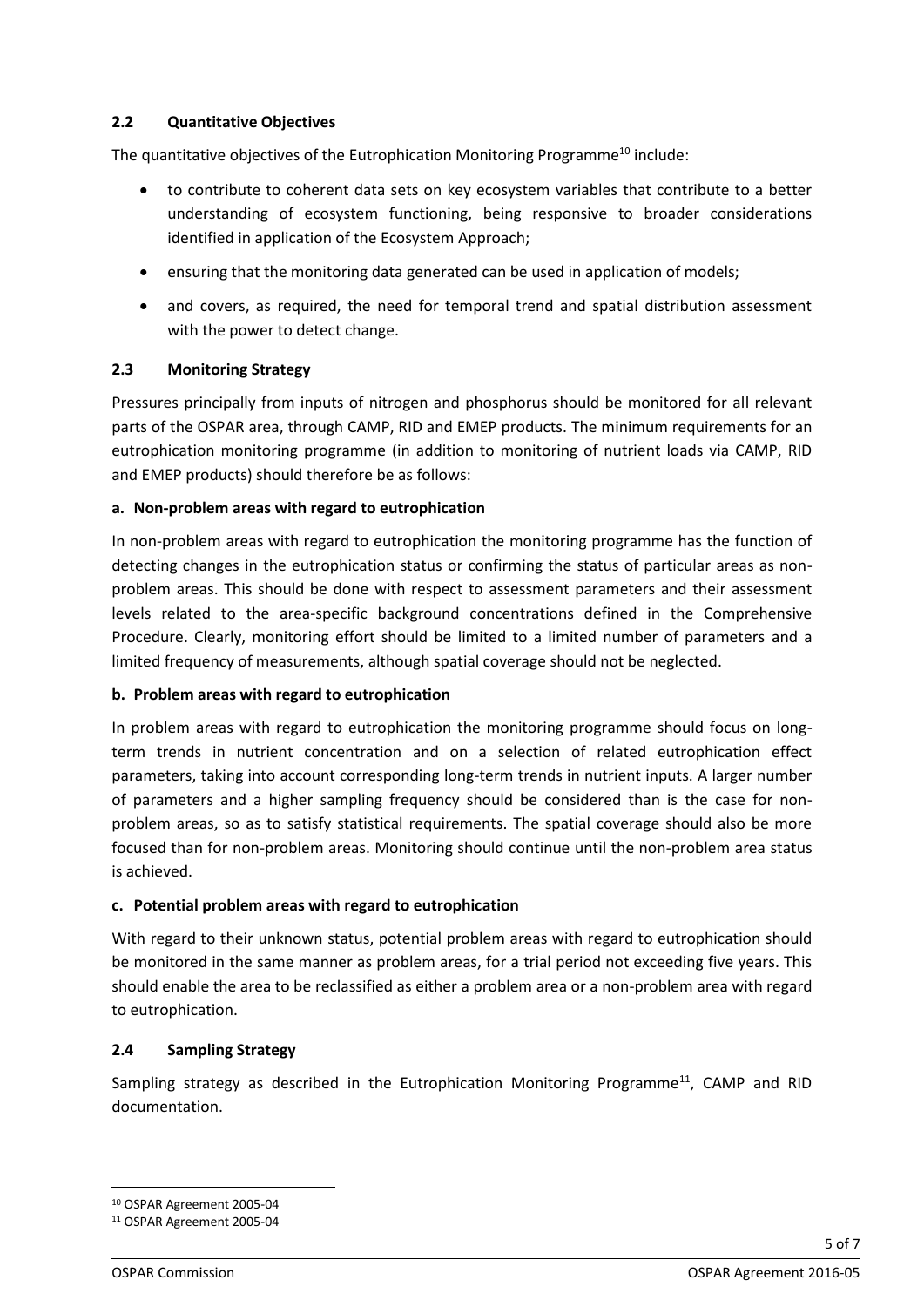### 2.2 Quantitative Objectives

The quantitative objectives of the Eutrophication Monitoring Programme[10] include:

- to contribute to coherent data sets on key ecosystem variables that contribute to a better understanding of ecosystem functioning, being responsive to broader considerations identified in application of the Ecosystem Approach;
- ensuring that the monitoring data generated can be used in application of models;
- and covers, as required, the need for temporal trend and spatial distribution assessment with the power to detect change.

### 2.3 Monitoring Strategy

Pressures principally from inputs of nitrogen and phosphorus should be monitored for all relevant parts of the OSPAR area, through CAMP, RID and EMEP products. The minimum requirements for an eutrophication monitoring programme (in addition to monitoring of nutrient loads via CAMP, RID and EMEP products) should therefore be as follows:

**a. Non-problem areas with regard to eutrophication**

In non-problem areas with regard to eutrophication the monitoring programme has the function of detecting changes in the eutrophication status or confirming the status of particular areas as non-problem areas. This should be done with respect to assessment parameters and their assessment levels related to the area-specific background concentrations defined in the Comprehensive Procedure. Clearly, monitoring effort should be limited to a limited number of parameters and a limited frequency of measurements, although spatial coverage should not be neglected.

**b. Problem areas with regard to eutrophication**

In problem areas with regard to eutrophication the monitoring programme should focus on long-term trends in nutrient concentration and on a selection of related eutrophication effect parameters, taking into account corresponding long-term trends in nutrient inputs. A larger number of parameters and a higher sampling frequency should be considered than is the case for non-problem areas, so as to satisfy statistical requirements. The spatial coverage should also be more focused than for non-problem areas. Monitoring should continue until the non-problem area status is achieved.

**c. Potential problem areas with regard to eutrophication**

With regard to their unknown status, potential problem areas with regard to eutrophication should be monitored in the same manner as problem areas, for a trial period not exceeding five years. This should enable the area to be reclassified as either a problem area or a non-problem area with regard to eutrophication.

### 2.4 Sampling Strategy

Sampling strategy as described in the Eutrophication Monitoring Programme[11], CAMP and RID documentation.

---

[10] OSPAR Agreement 2005-04

[11] OSPAR Agreement 2005-04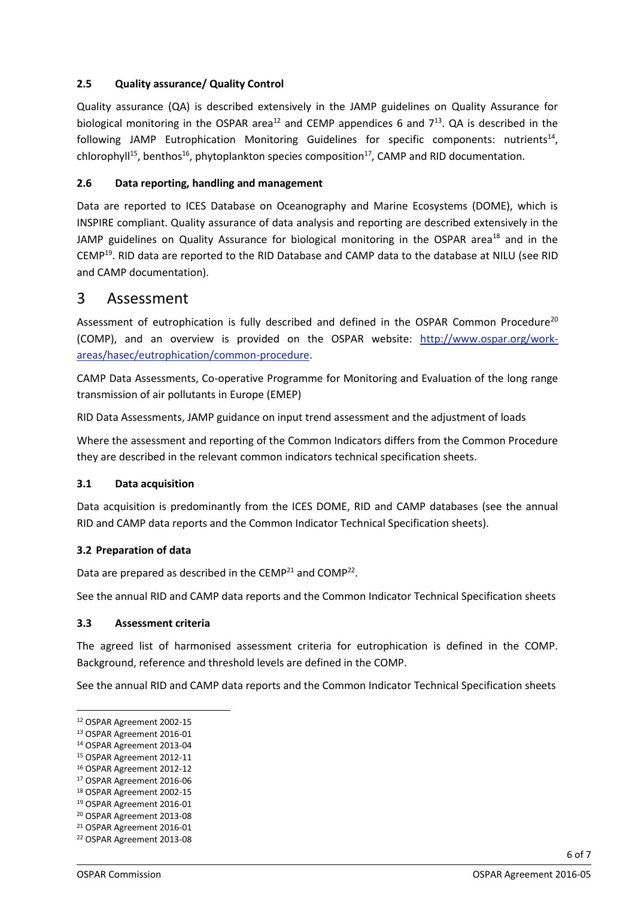### 2.5 Quality assurance/ Quality Control

Quality assurance (QA) is described extensively in the JAMP guidelines on Quality Assurance for biological monitoring in the OSPAR area[12] and CEMP appendices 6 and 7[13]. QA is described in the following JAMP Eutrophication Monitoring Guidelines for specific components: nutrients[14], chlorophyll[15], benthos[16], phytoplankton species composition[17], CAMP and RID documentation.

### 2.6 Data reporting, handling and management

Data are reported to ICES Database on Oceanography and Marine Ecosystems (DOME), which is INSPIRE compliant. Quality assurance of data analysis and reporting are described extensively in the JAMP guidelines on Quality Assurance for biological monitoring in the OSPAR area[18] and in the CEMP[19]. RID data are reported to the RID Database and CAMP data to the database at NILU (see RID and CAMP documentation).

# 3 Assessment

Assessment of eutrophication is fully described and defined in the OSPAR Common Procedure[20] (COMP), and an overview is provided on the OSPAR website: http://www.ospar.org/work-areas/hasec/eutrophication/common-procedure.

CAMP Data Assessments, Co-operative Programme for Monitoring and Evaluation of the long range transmission of air pollutants in Europe (EMEP)

RID Data Assessments, JAMP guidance on input trend assessment and the adjustment of loads

Where the assessment and reporting of the Common Indicators differs from the Common Procedure they are described in the relevant common indicators technical specification sheets.

### 3.1 Data acquisition

Data acquisition is predominantly from the ICES DOME, RID and CAMP databases (see the annual RID and CAMP data reports and the Common Indicator Technical Specification sheets).

### 3.2 Preparation of data

Data are prepared as described in the CEMP[21] and COMP[22].

See the annual RID and CAMP data reports and the Common Indicator Technical Specification sheets

### 3.3 Assessment criteria

The agreed list of harmonised assessment criteria for eutrophication is defined in the COMP. Background, reference and threshold levels are defined in the COMP.

See the annual RID and CAMP data reports and the Common Indicator Technical Specification sheets

---

[12] OSPAR Agreement 2002-15
[13] OSPAR Agreement 2016-01
[14] OSPAR Agreement 2013-04
[15] OSPAR Agreement 2012-11
[16] OSPAR Agreement 2012-12
[17] OSPAR Agreement 2016-06
[18] OSPAR Agreement 2002-15
[19] OSPAR Agreement 2016-01
[20] OSPAR Agreement 2013-08
[21] OSPAR Agreement 2016-01
[22] OSPAR Agreement 2013-08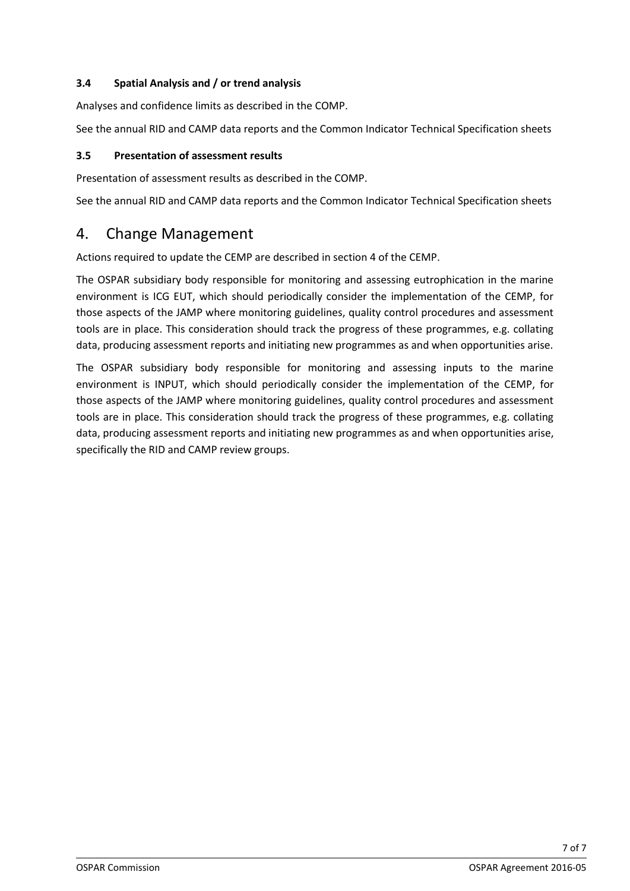### 3.4 Spatial Analysis and / or trend analysis

Analyses and confidence limits as described in the COMP.

See the annual RID and CAMP data reports and the Common Indicator Technical Specification sheets

### 3.5 Presentation of assessment results

Presentation of assessment results as described in the COMP.

See the annual RID and CAMP data reports and the Common Indicator Technical Specification sheets

## 4. Change Management

Actions required to update the CEMP are described in section 4 of the CEMP.

The OSPAR subsidiary body responsible for monitoring and assessing eutrophication in the marine environment is ICG EUT, which should periodically consider the implementation of the CEMP, for those aspects of the JAMP where monitoring guidelines, quality control procedures and assessment tools are in place. This consideration should track the progress of these programmes, e.g. collating data, producing assessment reports and initiating new programmes as and when opportunities arise.

The OSPAR subsidiary body responsible for monitoring and assessing inputs to the marine environment is INPUT, which should periodically consider the implementation of the CEMP, for those aspects of the JAMP where monitoring guidelines, quality control procedures and assessment tools are in place. This consideration should track the progress of these programmes, e.g. collating data, producing assessment reports and initiating new programmes as and when opportunities arise, specifically the RID and CAMP review groups.